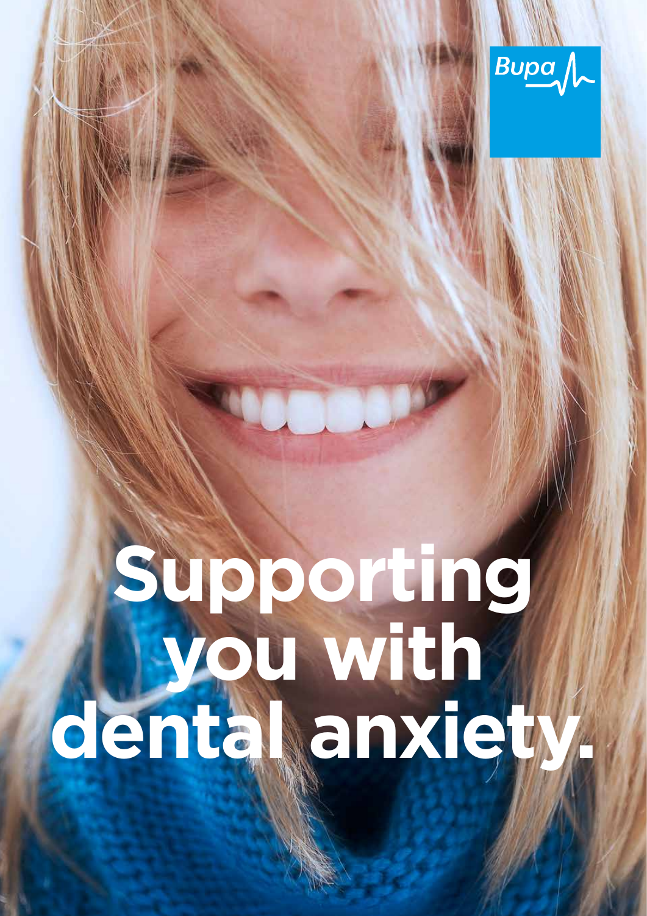Bupa

# Supporting you with dental anxiety.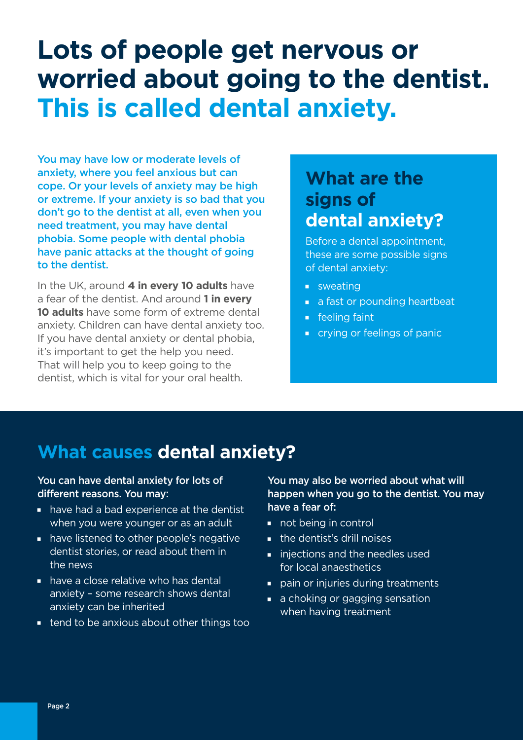# Lots of people get nervous or worried about going to the dentist. This is called dental anxiety.

You may have low or moderate levels of anxiety, where you feel anxious but can cope. Or your levels of anxiety may be high or extreme. If your anxiety is so bad that you don't go to the dentist at all, even when you need treatment, you may have dental phobia. Some people with dental phobia have panic attacks at the thought of going to the dentist.

In the UK, around **4 in every 10 adults** have a fear of the dentist. And around **1 in every 10 adults** have some form of extreme dental anxiety. Children can have dental anxiety too. If you have dental anxiety or dental phobia, it's important to get the help you need. That will help you to keep going to the dentist, which is vital for your oral health.

## What are the signs of dental anxiety?

Before a dental appointment, these are some possible signs of dental anxiety:

- sweating
- a fast or pounding heartbeat
- feeling faint
- crying or feelings of panic

## What causes dental anxiety?

You can have dental anxiety for lots of different reasons. You may:

- have had a bad experience at the dentist when you were younger or as an adult
- have listened to other people's negative dentist stories, or read about them in the news
- have a close relative who has dental anxiety – some research shows dental anxiety can be inherited
- tend to be anxious about other things too

You may also be worried about what will happen when you go to the dentist. You may have a fear of:

- not being in control
- the dentist's drill noises
- injections and the needles used for local anaesthetics
- pain or injuries during treatments
- a choking or gagging sensation when having treatment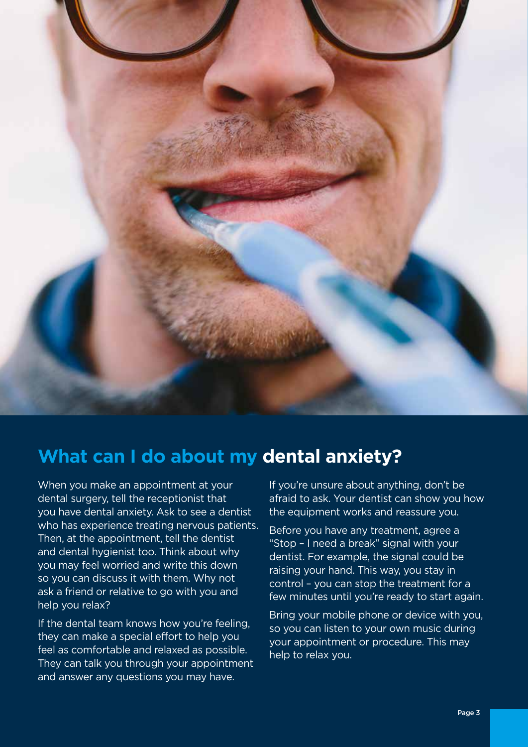## What can I do about my **dental anxiety?**

When you make an appointment at your dental surgery, tell the receptionist that you have dental anxiety. Ask to see a dentist who has experience treating nervous patients. Then, at the appointment, tell the dentist and dental hygienist too. Think about why you may feel worried and write this down so you can discuss it with them. Why not ask a friend or relative to go with you and help you relax?

If the dental team knows how you're feeling, they can make a special effort to help you feel as comfortable and relaxed as possible. They can talk you through your appointment and answer any questions you may have.

If you're unsure about anything, don't be afraid to ask. Your dentist can show you how the equipment works and reassure you.

Before you have any treatment, agree a "Stop – I need a break" signal with your dentist. For example, the signal could be raising your hand. This way, you stay in control – you can stop the treatment for a few minutes until you're ready to start again.

Bring your mobile phone or device with you, so you can listen to your own music during your appointment or procedure. This may help to relax you.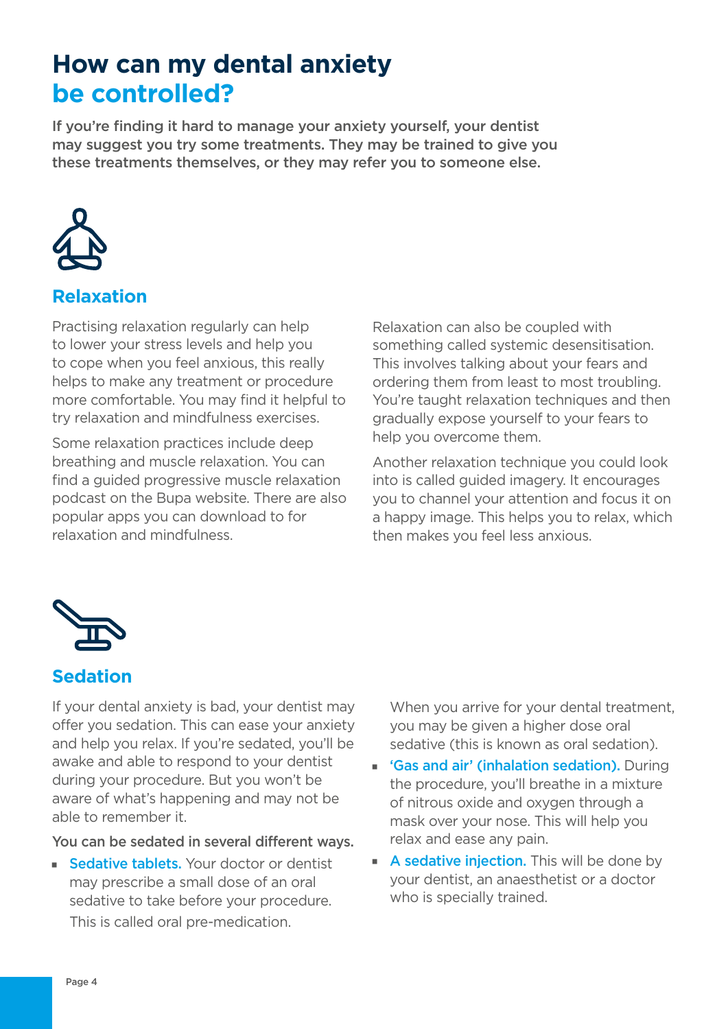# How can my dental anxiety be controlled?

**If you're finding it hard to manage your anxiety yourself, your dentist may suggest you try some treatments. They may be trained to give you these treatments themselves, or they may refer you to someone else.**

## Relaxation

Practising relaxation regularly can help to lower your stress levels and help you to cope when you feel anxious, this really helps to make any treatment or procedure more comfortable. You may find it helpful to try relaxation and mindfulness exercises.

Some relaxation practices include deep breathing and muscle relaxation. You can find a guided progressive muscle relaxation podcast on the Bupa website. There are also popular apps you can download to for relaxation and mindfulness.

Relaxation can also be coupled with something called systemic desensitisation. This involves talking about your fears and ordering them from least to most troubling. You're taught relaxation techniques and then gradually expose yourself to your fears to help you overcome them.

Another relaxation technique you could look into is called guided imagery. It encourages you to channel your attention and focus it on a happy image. This helps you to relax, which then makes you feel less anxious.

## Sedation

If your dental anxiety is bad, your dentist may offer you sedation. This can ease your anxiety and help you relax. If you're sedated, you'll be awake and able to respond to your dentist during your procedure. But you won't be aware of what's happening and may not be able to remember it.

**You can be sedated in several different ways.**

- **Sedative tablets.** Your doctor or dentist may prescribe a small dose of an oral sedative to take before your procedure. This is called oral pre-medication.

  When you arrive for your dental treatment, you may be given a higher dose oral sedative (this is known as oral sedation).
- **'Gas and air' (inhalation sedation).** During the procedure, you'll breathe in a mixture of nitrous oxide and oxygen through a mask over your nose. This will help you relax and ease any pain.
- **A sedative injection.** This will be done by your dentist, an anaesthetist or a doctor who is specially trained.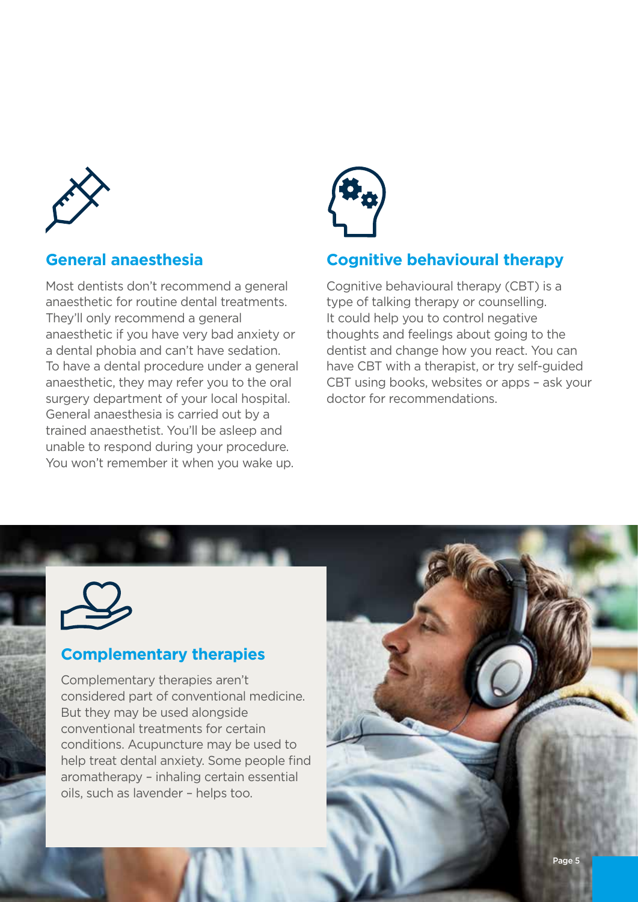## General anaesthesia

Most dentists don't recommend a general anaesthetic for routine dental treatments. They'll only recommend a general anaesthetic if you have very bad anxiety or a dental phobia and can't have sedation. To have a dental procedure under a general anaesthetic, they may refer you to the oral surgery department of your local hospital. General anaesthesia is carried out by a trained anaesthetist. You'll be asleep and unable to respond during your procedure. You won't remember it when you wake up.

## Cognitive behavioural therapy

Cognitive behavioural therapy (CBT) is a type of talking therapy or counselling. It could help you to control negative thoughts and feelings about going to the dentist and change how you react. You can have CBT with a therapist, or try self-guided CBT using books, websites or apps – ask your doctor for recommendations.

## Complementary therapies

Complementary therapies aren't considered part of conventional medicine. But they may be used alongside conventional treatments for certain conditions. Acupuncture may be used to help treat dental anxiety. Some people find aromatherapy – inhaling certain essential oils, such as lavender – helps too.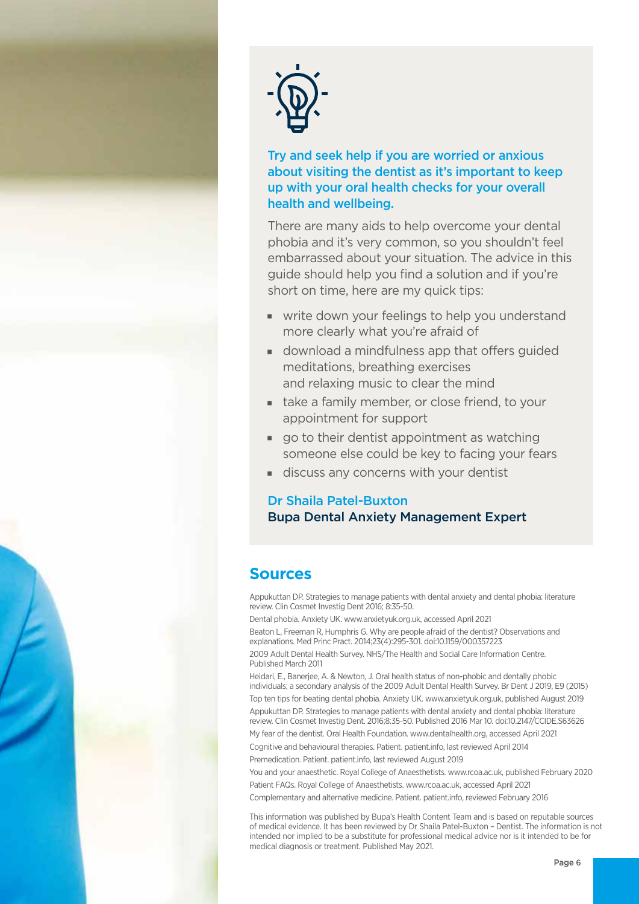**Try and seek help if you are worried or anxious about visiting the dentist as it's important to keep up with your oral health checks for your overall health and wellbeing.**

There are many aids to help overcome your dental phobia and it's very common, so you shouldn't feel embarrassed about your situation. The advice in this guide should help you find a solution and if you're short on time, here are my quick tips:

- write down your feelings to help you understand more clearly what you're afraid of
- download a mindfulness app that offers guided meditations, breathing exercises and relaxing music to clear the mind
- take a family member, or close friend, to your appointment for support
- go to their dentist appointment as watching someone else could be key to facing your fears
- discuss any concerns with your dentist

**Dr Shaila Patel-Buxton**
**Bupa Dental Anxiety Management Expert**

## Sources

Appukuttan DP. Strategies to manage patients with dental anxiety and dental phobia: literature review. Clin Cosmet Investig Dent 2016; 8:35-50.

Dental phobia. Anxiety UK. www.anxietyuk.org.uk, accessed April 2021

Beaton L, Freeman R, Humphris G. Why are people afraid of the dentist? Observations and explanations. Med Princ Pract. 2014;23(4):295-301. doi:10.1159/000357223

2009 Adult Dental Health Survey. NHS/The Health and Social Care Information Centre. Published March 2011

Heidari, E., Banerjee, A. & Newton, J. Oral health status of non-phobic and dentally phobic individuals; a secondary analysis of the 2009 Adult Dental Health Survey. Br Dent J 2019, E9 (2015)

Top ten tips for beating dental phobia. Anxiety UK. www.anxietyuk.org.uk, published August 2019

Appukuttan DP. Strategies to manage patients with dental anxiety and dental phobia: literature review. Clin Cosmet Investig Dent. 2016;8:35-50. Published 2016 Mar 10. doi:10.2147/CCIDE.S63626

My fear of the dentist. Oral Health Foundation. www.dentalhealth.org, accessed April 2021

Cognitive and behavioural therapies. Patient. patient.info, last reviewed April 2014

Premedication. Patient. patient.info, last reviewed August 2019

You and your anaesthetic. Royal College of Anaesthetists. www.rcoa.ac.uk, published February 2020

Patient FAQs. Royal College of Anaesthetists. www.rcoa.ac.uk, accessed April 2021

Complementary and alternative medicine. Patient. patient.info, reviewed February 2016

This information was published by Bupa's Health Content Team and is based on reputable sources of medical evidence. It has been reviewed by Dr Shaila Patel-Buxton – Dentist. The information is not intended nor implied to be a substitute for professional medical advice nor is it intended to be for medical diagnosis or treatment. Published May 2021.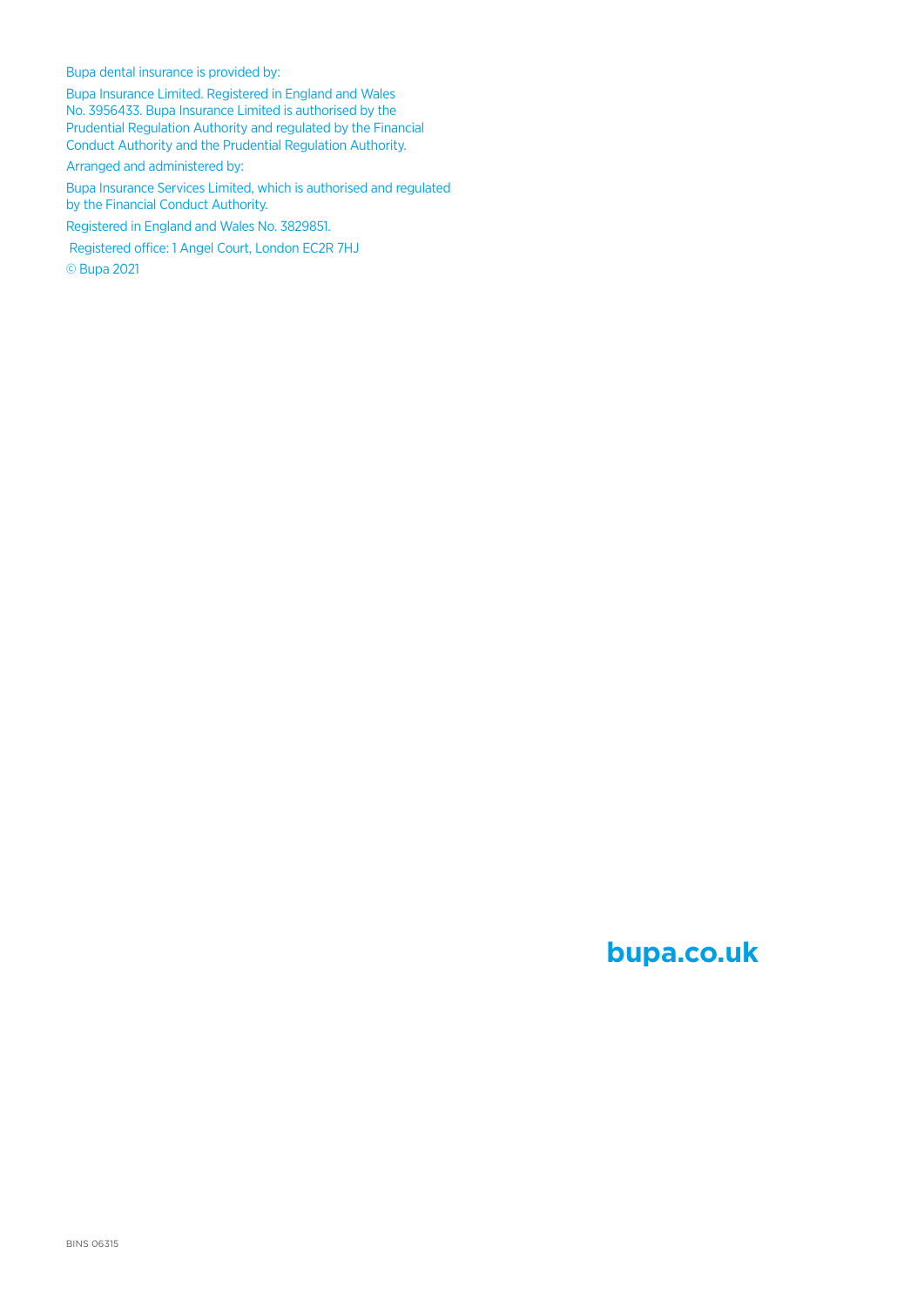Bupa dental insurance is provided by:

Bupa Insurance Limited. Registered in England and Wales No. 3956433. Bupa Insurance Limited is authorised by the Prudential Regulation Authority and regulated by the Financial Conduct Authority and the Prudential Regulation Authority.

Arranged and administered by:

Bupa Insurance Services Limited, which is authorised and regulated by the Financial Conduct Authority.

Registered in England and Wales No. 3829851.

Registered office: 1 Angel Court, London EC2R 7HJ

© Bupa 2021

**bupa.co.uk**

BINS 06315